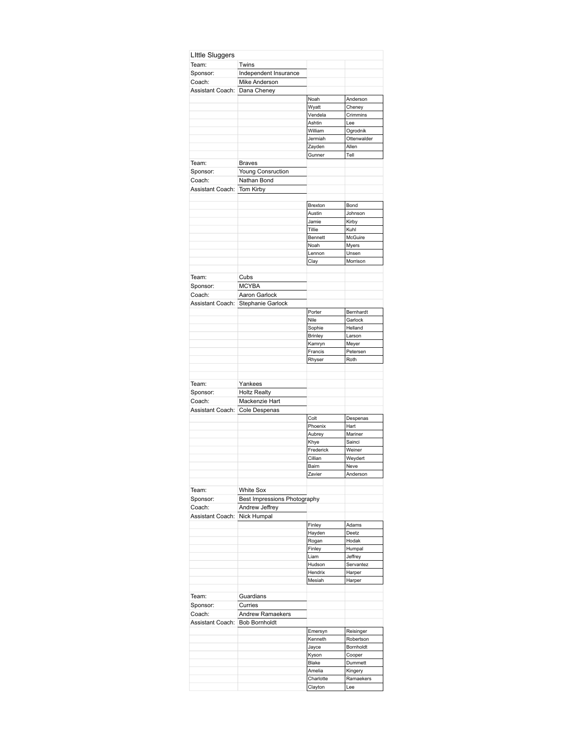# LIttle Sluggers

**Team:** Twins
**Sponsor:** Independent Insurance
**Coach:** Mike Anderson
**Assistant Coach:** Dana Cheney

| First | Last |
|---|---|
| Noah | Anderson |
| Wyatt | Cheney |
| Vendela | Crimmins |
| Ashtin | Lee |
| William | Ogrodnik |
| Jermiah | Ottenwalder |
| Zayden | Allen |
| Gunner | Tell |

**Team:** Braves
**Sponsor:** Young Consruction
**Coach:** Nathan Bond
**Assistant Coach:** Tom Kirby

| First | Last |
|---|---|
| Brexton | Bond |
| Austin | Johnson |
| Jamie | Kirby |
| Tillie | Kuhl |
| Bennett | McGuire |
| Noah | Myers |
| Lennon | Unsen |
| Clay | Morrison |

**Team:** Cubs
**Sponsor:** MCYBA
**Coach:** Aaron Garlock
**Assistant Coach:** Stephanie Garlock

| First | Last |
|---|---|
| Porter | Bernhardt |
| Nile | Garlock |
| Sophie | Helland |
| Brinley | Larson |
| Kamryn | Meyer |
| Francis | Petersen |
| Rhyser | Roth |

**Team:** Yankees
**Sponsor:** Holtz Realty
**Coach:** Mackenzie Hart
**Assistant Coach:** Cole Despenas

| First | Last |
|---|---|
| Colt | Despenas |
| Phoenix | Hart |
| Aubrey | Mariner |
| Khye | Sainci |
| Frederick | Weiner |
| Cillian | Weydert |
| Bairn | Neve |
| Zavier | Anderson |

**Team:** White Sox
**Sponsor:** Best Impressions Photography
**Coach:** Andrew Jeffrey
**Assistant Coach:** Nick Humpal

| First | Last |
|---|---|
| Finley | Adams |
| Hayden | Deetz |
| Rogan | Hodak |
| Finley | Humpal |
| Liam | Jeffrey |
| Hudson | Servantez |
| Hendrix | Harper |
| Mesiah | Harper |

**Team:** Guardians
**Sponsor:** Curries
**Coach:** Andrew Ramaekers
**Assistant Coach:** Bob Bornholdt

| First | Last |
|---|---|
| Emersyn | Reisinger |
| Kenneth | Robertson |
| Jayce | Bornholdt |
| Kyson | Cooper |
| Blake | Dummett |
| Amelia | Kingery |
| Charlotte | Ramaekers |
| Clayton | Lee |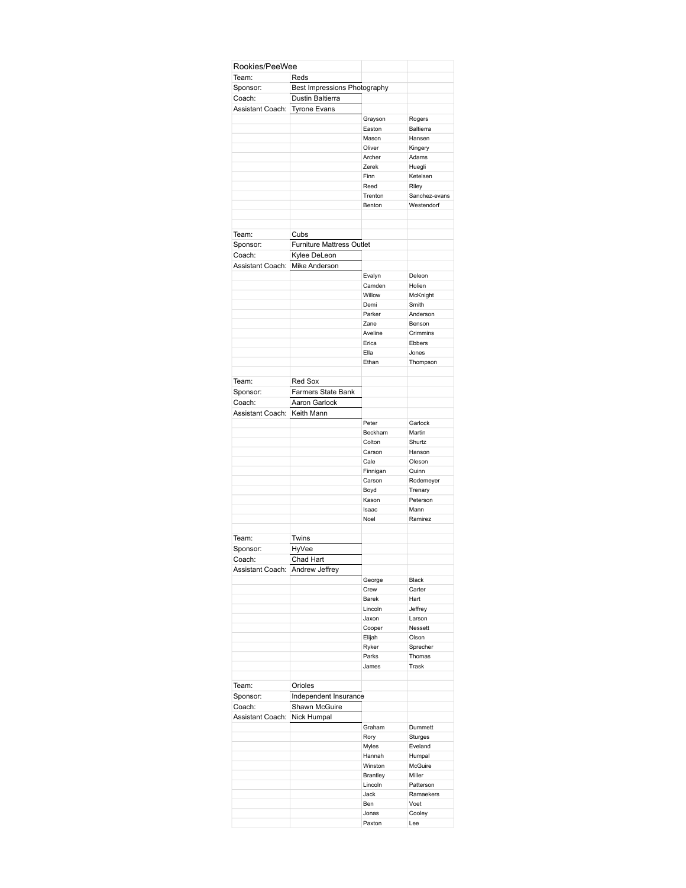## Rookies/PeeWee

| | | | |
|---|---|---|---|
| Team: | Reds | | |
| Sponsor: | Best Impressions Photography | | |
| Coach: | Dustin Baltierra | | |
| Assistant Coach: | Tyrone Evans | | |
| | | Grayson | Rogers |
| | | Easton | Baltierra |
| | | Mason | Hansen |
| | | Oliver | Kingery |
| | | Archer | Adams |
| | | Zerek | Huegli |
| | | Finn | Ketelsen |
| | | Reed | Riley |
| | | Trenton | Sanchez-evans |
| | | Benton | Westendorf |
| | | | |
| | | | |
| Team: | Cubs | | |
| Sponsor: | Furniture Mattress Outlet | | |
| Coach: | Kylee DeLeon | | |
| Assistant Coach: | Mike Anderson | | |
| | | Evalyn | Deleon |
| | | Camden | Holien |
| | | Willow | McKnight |
| | | Demi | Smith |
| | | Parker | Anderson |
| | | Zane | Benson |
| | | Aveline | Crimmins |
| | | Erica | Ebbers |
| | | Ella | Jones |
| | | Ethan | Thompson |
| | | | |
| Team: | Red Sox | | |
| Sponsor: | Farmers State Bank | | |
| Coach: | Aaron Garlock | | |
| Assistant Coach: | Keith Mann | | |
| | | Peter | Garlock |
| | | Beckham | Martin |
| | | Colton | Shurtz |
| | | Carson | Hanson |
| | | Cale | Oleson |
| | | Finnigan | Quinn |
| | | Carson | Rodemeyer |
| | | Boyd | Trenary |
| | | Kason | Peterson |
| | | Isaac | Mann |
| | | Noel | Ramirez |
| | | | |
| Team: | Twins | | |
| Sponsor: | HyVee | | |
| Coach: | Chad Hart | | |
| Assistant Coach: | Andrew Jeffrey | | |
| | | George | Black |
| | | Crew | Carter |
| | | Barek | Hart |
| | | Lincoln | Jeffrey |
| | | Jaxon | Larson |
| | | Cooper | Nessett |
| | | Elijah | Olson |
| | | Ryker | Sprecher |
| | | Parks | Thomas |
| | | James | Trask |
| | | | |
| Team: | Orioles | | |
| Sponsor: | Independent Insurance | | |
| Coach: | Shawn McGuire | | |
| Assistant Coach: | Nick Humpal | | |
| | | Graham | Dummett |
| | | Rory | Sturges |
| | | Myles | Eveland |
| | | Hannah | Humpal |
| | | Winston | McGuire |
| | | Brantley | Miller |
| | | Lincoln | Patterson |
| | | Jack | Ramaekers |
| | | Ben | Voet |
| | | Jonas | Cooley |
| | | Paxton | Lee |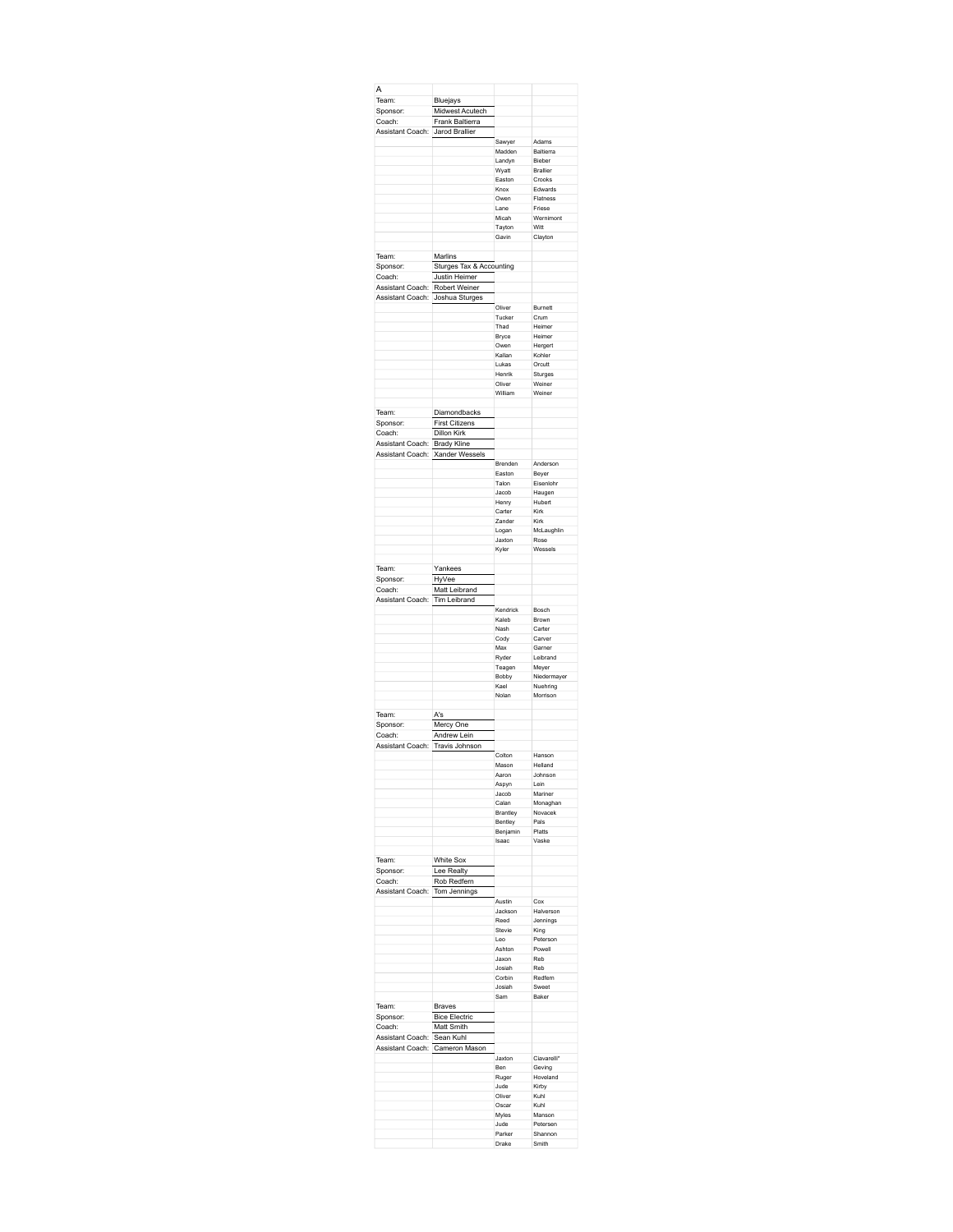| A | | | |
|---|---|---|---|
| Team: | Bluejays | | |
| Sponsor: | Midwest Acutech | | |
| Coach: | Frank Baltierra | | |
| Assistant Coach: | Jarod Brallier | | |
| | | Sawyer | Adams |
| | | Madden | Baltierra |
| | | Landyn | Bieber |
| | | Wyatt | Brallier |
| | | Easton | Crooks |
| | | Knox | Edwards |
| | | Owen | Flatness |
| | | Lane | Friese |
| | | Micah | Wernimont |
| | | Tayton | Witt |
| | | Gavin | Clayton |
| | | | |
| Team: | Marlins | | |
| Sponsor: | Sturges Tax & Accounting | | |
| Coach: | Justin Heimer | | |
| Assistant Coach: | Robert Weiner | | |
| Assistant Coach: | Joshua Sturges | | |
| | | Oliver | Burnett |
| | | Tucker | Crum |
| | | Thad | Heimer |
| | | Bryce | Heimer |
| | | Owen | Hergert |
| | | Kallan | Kohler |
| | | Lukas | Orcutt |
| | | Henrik | Sturges |
| | | Oliver | Weiner |
| | | William | Weiner |
| | | | |
| Team: | Diamondbacks | | |
| Sponsor: | First Citizens | | |
| Coach: | Dillon Kirk | | |
| Assistant Coach: | Brady Kline | | |
| Assistant Coach: | Xander Wessels | | |
| | | Brenden | Anderson |
| | | Easton | Beyer |
| | | Talon | Eisenlohr |
| | | Jacob | Haugen |
| | | Henry | Hubert |
| | | Carter | Kirk |
| | | Zander | Kirk |
| | | Logan | McLaughlin |
| | | Jaxton | Rose |
| | | Kyler | Wessels |
| | | | |
| Team: | Yankees | | |
| Sponsor: | HyVee | | |
| Coach: | Matt Leibrand | | |
| Assistant Coach: | Tim Leibrand | | |
| | | Kendrick | Bosch |
| | | Kaleb | Brown |
| | | Nash | Carter |
| | | Cody | Carver |
| | | Max | Garner |
| | | Ryder | Leibrand |
| | | Teagen | Meyer |
| | | Bobby | Niedermayer |
| | | Kael | Nuehring |
| | | Nolan | Morrison |
| | | | |
| Team: | A's | | |
| Sponsor: | Mercy One | | |
| Coach: | Andrew Lein | | |
| Assistant Coach: | Travis Johnson | | |
| | | Colton | Hanson |
| | | Mason | Helland |
| | | Aaron | Johnson |
| | | Aspyn | Lein |
| | | Jacob | Mariner |
| | | Calan | Monaghan |
| | | Brantley | Novacek |
| | | Bentley | Pals |
| | | Benjamin | Platts |
| | | Isaac | Vaske |
| | | | |
| Team: | White Sox | | |
| Sponsor: | Lee Realty | | |
| Coach: | Rob Redfern | | |
| Assistant Coach: | Tom Jennings | | |
| | | Austin | Cox |
| | | Jackson | Halverson |
| | | Reed | Jennings |
| | | Stevie | King |
| | | Leo | Peterson |
| | | Ashton | Powell |
| | | Jaxon | Reb |
| | | Josiah | Reb |
| | | Corbin | Redfern |
| | | Josiah | Sweet |
| | | Sam | Baker |
| Team: | Braves | | |
| Sponsor: | Bice Electric | | |
| Coach: | Matt Smith | | |
| Assistant Coach: | Sean Kuhl | | |
| Assistant Coach: | Cameron Mason | | |
| | | Jaxton | Ciavarelli* |
| | | Ben | Geving |
| | | Ruger | Hoveland |
| | | Jude | Kirby |
| | | Oliver | Kuhl |
| | | Oscar | Kuhl |
| | | Myles | Manson |
| | | Jude | Petersen |
| | | Parker | Shannon |
| | | Drake | Smith |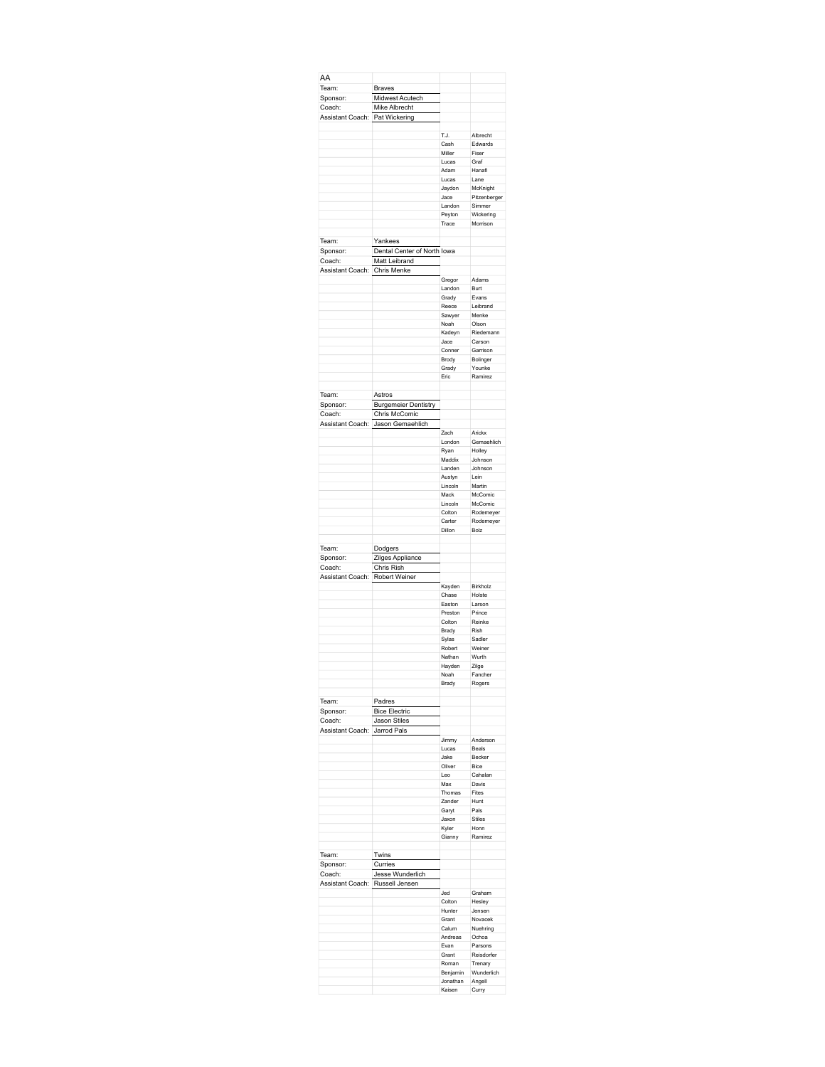## AA

**Team:** Braves
**Sponsor:** Midwest Acutech
**Coach:** Mike Albrecht
**Assistant Coach:** Pat Wickering

| First | Last |
|---|---|
| T.J. | Albrecht |
| Cash | Edwards |
| Miller | Fiser |
| Lucas | Graf |
| Adam | Hanafi |
| Lucas | Lane |
| Jaydon | McKnight |
| Jace | Pitzenberger |
| Landon | Simmer |
| Peyton | Wickering |
| Trace | Morrison |

**Team:** Yankees
**Sponsor:** Dental Center of North Iowa
**Coach:** Matt Leibrand
**Assistant Coach:** Chris Menke

| First | Last |
|---|---|
| Gregor | Adams |
| Landon | Burt |
| Grady | Evans |
| Reece | Leibrand |
| Sawyer | Menke |
| Noah | Olson |
| Kadeyn | Riedemann |
| Jace | Carson |
| Conner | Garrison |
| Brody | Bolinger |
| Grady | Younke |
| Eric | Ramirez |

**Team:** Astros
**Sponsor:** Burgemeier Dentistry
**Coach:** Chris McComic
**Assistant Coach:** Jason Gemaehlich

| First | Last |
|---|---|
| Zach | Arickx |
| London | Gemaehlich |
| Ryan | Holley |
| Maddix | Johnson |
| Landen | Johnson |
| Austyn | Lein |
| Lincoln | Martin |
| Mack | McComic |
| Lincoln | McComic |
| Colton | Rodemeyer |
| Carter | Rodemeyer |
| Dillon | Bolz |

**Team:** Dodgers
**Sponsor:** Zilges Appliance
**Coach:** Chris Rish
**Assistant Coach:** Robert Weiner

| First | Last |
|---|---|
| Kayden | Birkholz |
| Chase | Holste |
| Easton | Larson |
| Preston | Prince |
| Colton | Reinke |
| Brady | Rish |
| Sylas | Sadler |
| Robert | Weiner |
| Nathan | Wurth |
| Hayden | Zilge |
| Noah | Fancher |
| Brady | Rogers |

**Team:** Padres
**Sponsor:** Bice Electric
**Coach:** Jason Stiles
**Assistant Coach:** Jarrod Pals

| First | Last |
|---|---|
| Jimmy | Anderson |
| Lucas | Beals |
| Jake | Becker |
| Oliver | Bice |
| Leo | Cahalan |
| Max | Davis |
| Thomas | Fites |
| Zander | Hunt |
| Garyt | Pals |
| Jaxon | Stiles |
| Kyler | Honn |
| Gianny | Ramirez |

**Team:** Twins
**Sponsor:** Curries
**Coach:** Jesse Wunderlich
**Assistant Coach:** Russell Jensen

| First | Last |
|---|---|
| Jed | Graham |
| Colton | Hesley |
| Hunter | Jensen |
| Grant | Novacek |
| Calum | Nuehring |
| Andreas | Ochoa |
| Evan | Parsons |
| Grant | Reisdorfer |
| Roman | Trenary |
| Benjamin | Wunderlich |
| Jonathan | Angell |
| Kaisen | Curry |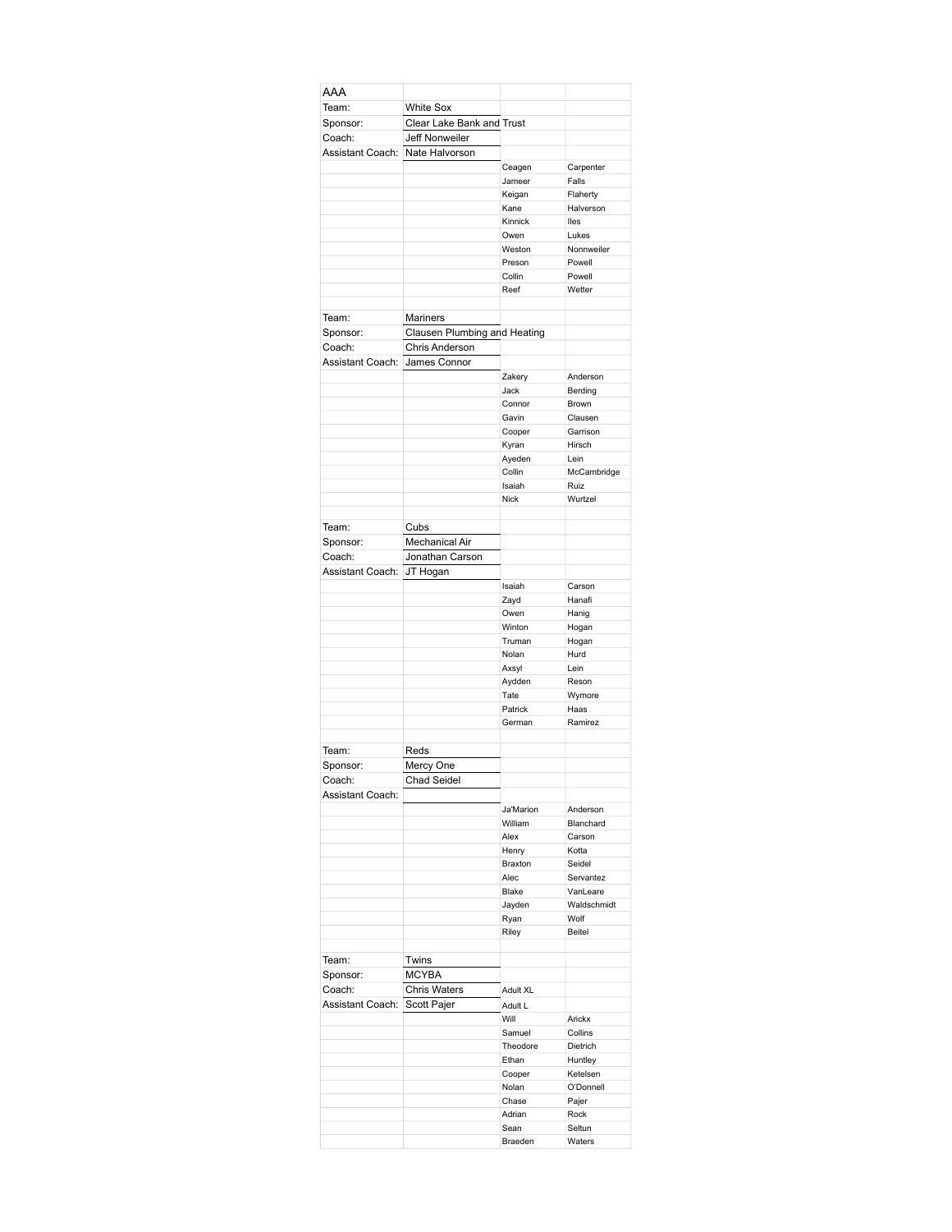| | | | |
|---|---|---|---|
| AAA | | | |
| Team: | White Sox | | |
| Sponsor: | Clear Lake Bank and Trust | | |
| Coach: | Jeff Nonweiler | | |
| Assistant Coach: | Nate Halvorson | | |
| | | Ceagen | Carpenter |
| | | Jameer | Falls |
| | | Keigan | Flaherty |
| | | Kane | Halverson |
| | | Kinnick | Iles |
| | | Owen | Lukes |
| | | Weston | Nonnweiler |
| | | Preson | Powell |
| | | Collin | Powell |
| | | Reef | Wetter |
| | | | |
| Team: | Mariners | | |
| Sponsor: | Clausen Plumbing and Heating | | |
| Coach: | Chris Anderson | | |
| Assistant Coach: | James Connor | | |
| | | Zakery | Anderson |
| | | Jack | Berding |
| | | Connor | Brown |
| | | Gavin | Clausen |
| | | Cooper | Garrison |
| | | Kyran | Hirsch |
| | | Ayeden | Lein |
| | | Collin | McCambridge |
| | | Isaiah | Ruiz |
| | | Nick | Wurtzel |
| | | | |
| Team: | Cubs | | |
| Sponsor: | Mechanical Air | | |
| Coach: | Jonathan Carson | | |
| Assistant Coach: | JT Hogan | | |
| | | Isaiah | Carson |
| | | Zayd | Hanafi |
| | | Owen | Hanig |
| | | Winton | Hogan |
| | | Truman | Hogan |
| | | Nolan | Hurd |
| | | Axsyl | Lein |
| | | Aydden | Reson |
| | | Tate | Wymore |
| | | Patrick | Haas |
| | | German | Ramirez |
| | | | |
| Team: | Reds | | |
| Sponsor: | Mercy One | | |
| Coach: | Chad Seidel | | |
| Assistant Coach: | | | |
| | | Ja'Marion | Anderson |
| | | William | Blanchard |
| | | Alex | Carson |
| | | Henry | Kotta |
| | | Braxton | Seidel |
| | | Alec | Servantez |
| | | Blake | VanLeare |
| | | Jayden | Waldschmidt |
| | | Ryan | Wolf |
| | | Riley | Beitel |
| | | | |
| Team: | Twins | | |
| Sponsor: | MCYBA | | |
| Coach: | Chris Waters | Adult XL | |
| Assistant Coach: | Scott Pajer | Adult L | |
| | | Will | Arickx |
| | | Samuel | Collins |
| | | Theodore | Dietrich |
| | | Ethan | Huntley |
| | | Cooper | Ketelsen |
| | | Nolan | O'Donnell |
| | | Chase | Pajer |
| | | Adrian | Rock |
| | | Sean | Seltun |
| | | Braeden | Waters |